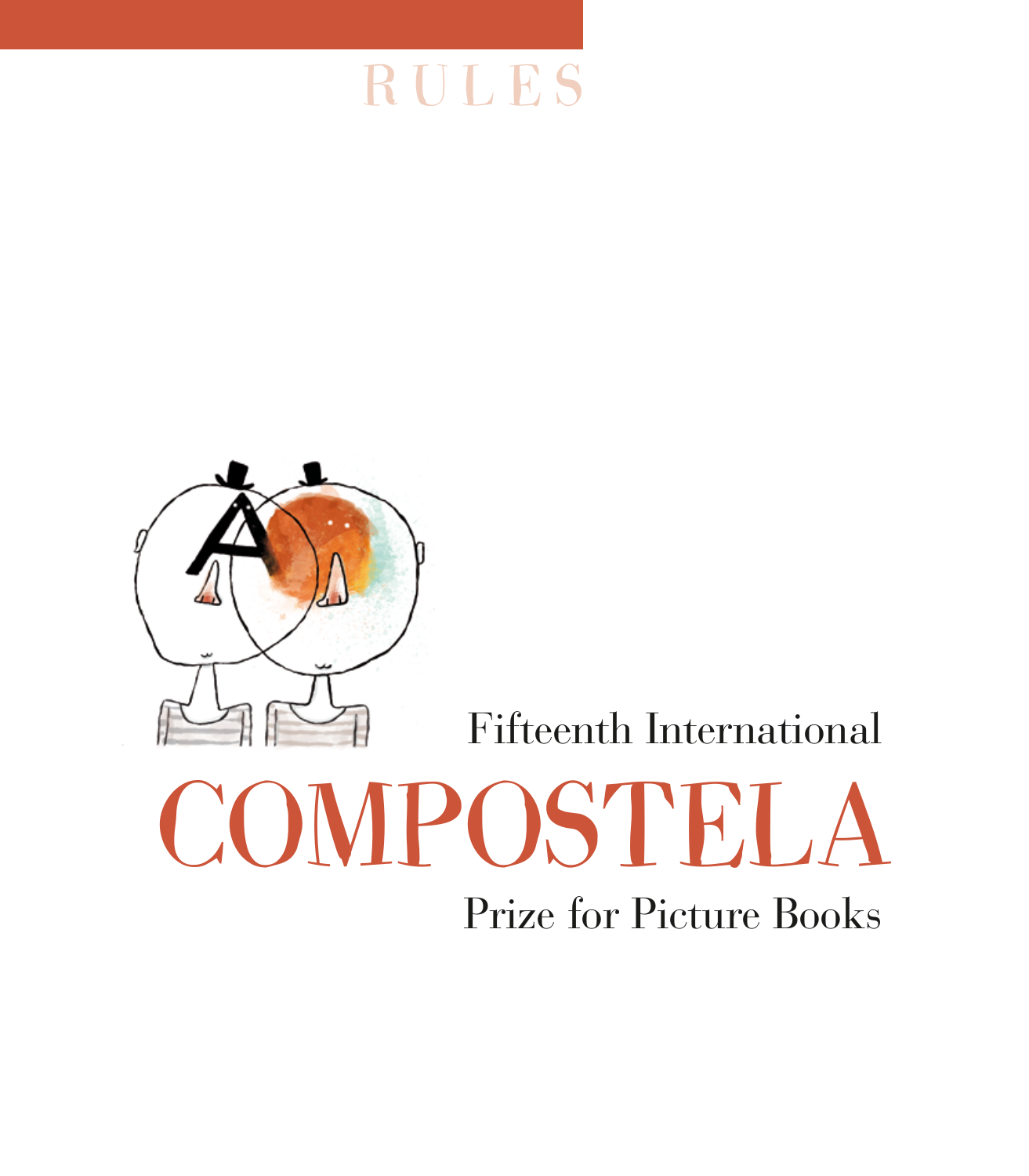RULES

Fifteenth International

# COMPOSTELA

Prize for Picture Books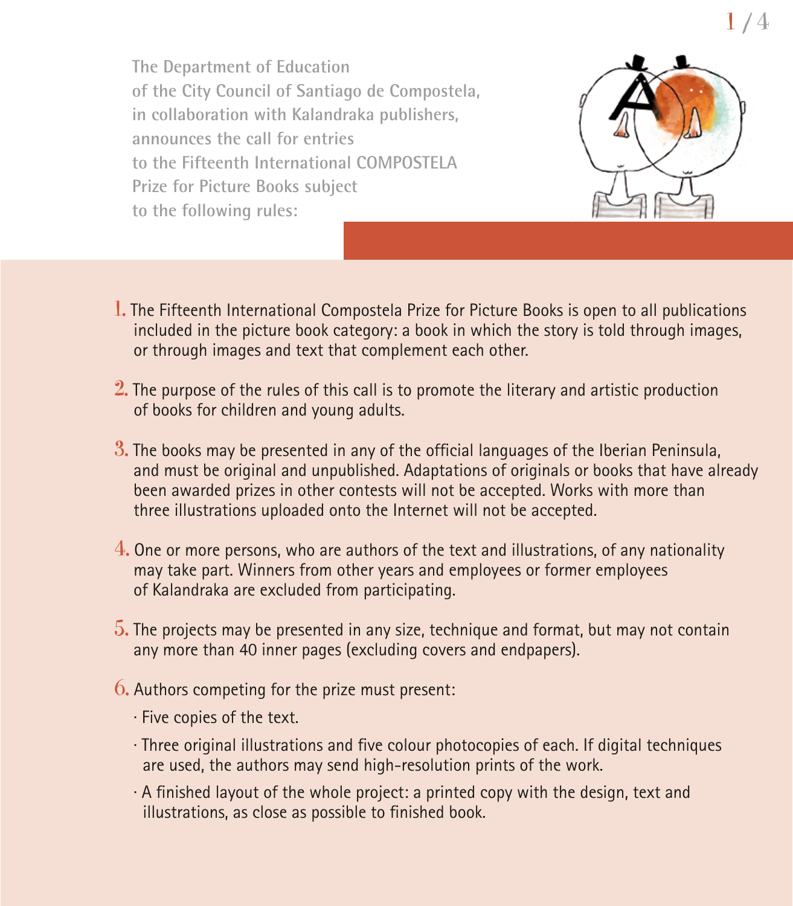The Department of Education
of the City Council of Santiago de Compostela,
in collaboration with Kalandraka publishers,
announces the call for entries
to the Fifteenth International COMPOSTELA
Prize for Picture Books subject
to the following rules:

1. The Fifteenth International Compostela Prize for Picture Books is open to all publications included in the picture book category: a book in which the story is told through images, or through images and text that complement each other.

2. The purpose of the rules of this call is to promote the literary and artistic production of books for children and young adults.

3. The books may be presented in any of the official languages of the Iberian Peninsula, and must be original and unpublished. Adaptations of originals or books that have already been awarded prizes in other contests will not be accepted. Works with more than three illustrations uploaded onto the Internet will not be accepted.

4. One or more persons, who are authors of the text and illustrations, of any nationality may take part. Winners from other years and employees or former employees of Kalandraka are excluded from participating.

5. The projects may be presented in any size, technique and format, but may not contain any more than 40 inner pages (excluding covers and endpapers).

6. Authors competing for the prize must present:

   - Five copies of the text.
   - Three original illustrations and five colour photocopies of each. If digital techniques are used, the authors may send high-resolution prints of the work.
   - A finished layout of the whole project: a printed copy with the design, text and illustrations, as close as possible to finished book.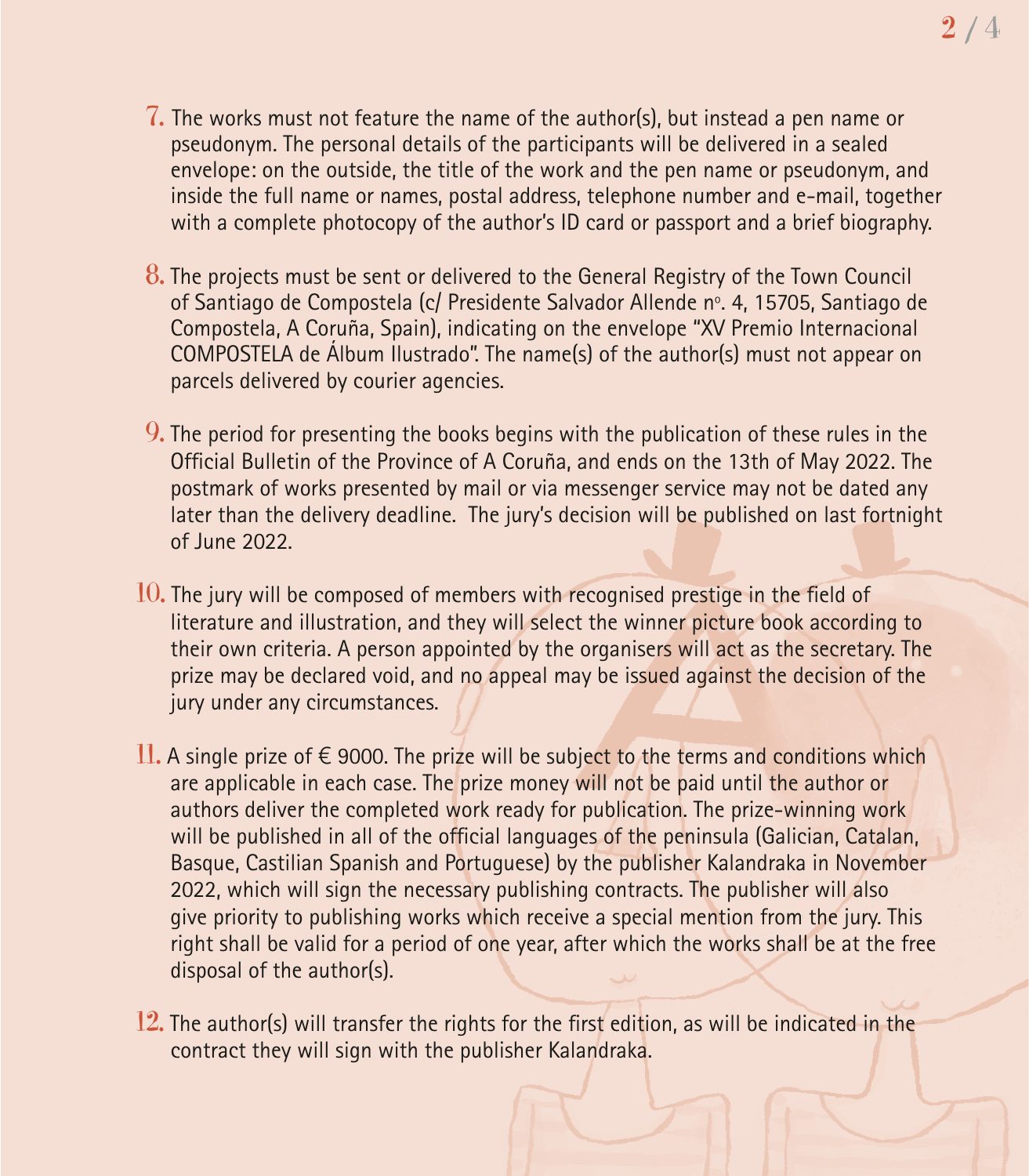7. The works must not feature the name of the author(s), but instead a pen name or pseudonym. The personal details of the participants will be delivered in a sealed envelope: on the outside, the title of the work and the pen name or pseudonym, and inside the full name or names, postal address, telephone number and e-mail, together with a complete photocopy of the author's ID card or passport and a brief biography.

8. The projects must be sent or delivered to the General Registry of the Town Council of Santiago de Compostela (c/ Presidente Salvador Allende nº. 4, 15705, Santiago de Compostela, A Coruña, Spain), indicating on the envelope "XV Premio Internacional COMPOSTELA de Álbum Ilustrado". The name(s) of the author(s) must not appear on parcels delivered by courier agencies.

9. The period for presenting the books begins with the publication of these rules in the Official Bulletin of the Province of A Coruña, and ends on the 13th of May 2022. The postmark of works presented by mail or via messenger service may not be dated any later than the delivery deadline. The jury's decision will be published on last fortnight of June 2022.

10. The jury will be composed of members with recognised prestige in the field of literature and illustration, and they will select the winner picture book according to their own criteria. A person appointed by the organisers will act as the secretary. The prize may be declared void, and no appeal may be issued against the decision of the jury under any circumstances.

11. A single prize of € 9000. The prize will be subject to the terms and conditions which are applicable in each case. The prize money will not be paid until the author or authors deliver the completed work ready for publication. The prize-winning work will be published in all of the official languages of the peninsula (Galician, Catalan, Basque, Castilian Spanish and Portuguese) by the publisher Kalandraka in November 2022, which will sign the necessary publishing contracts. The publisher will also give priority to publishing works which receive a special mention from the jury. This right shall be valid for a period of one year, after which the works shall be at the free disposal of the author(s).

12. The author(s) will transfer the rights for the first edition, as will be indicated in the contract they will sign with the publisher Kalandraka.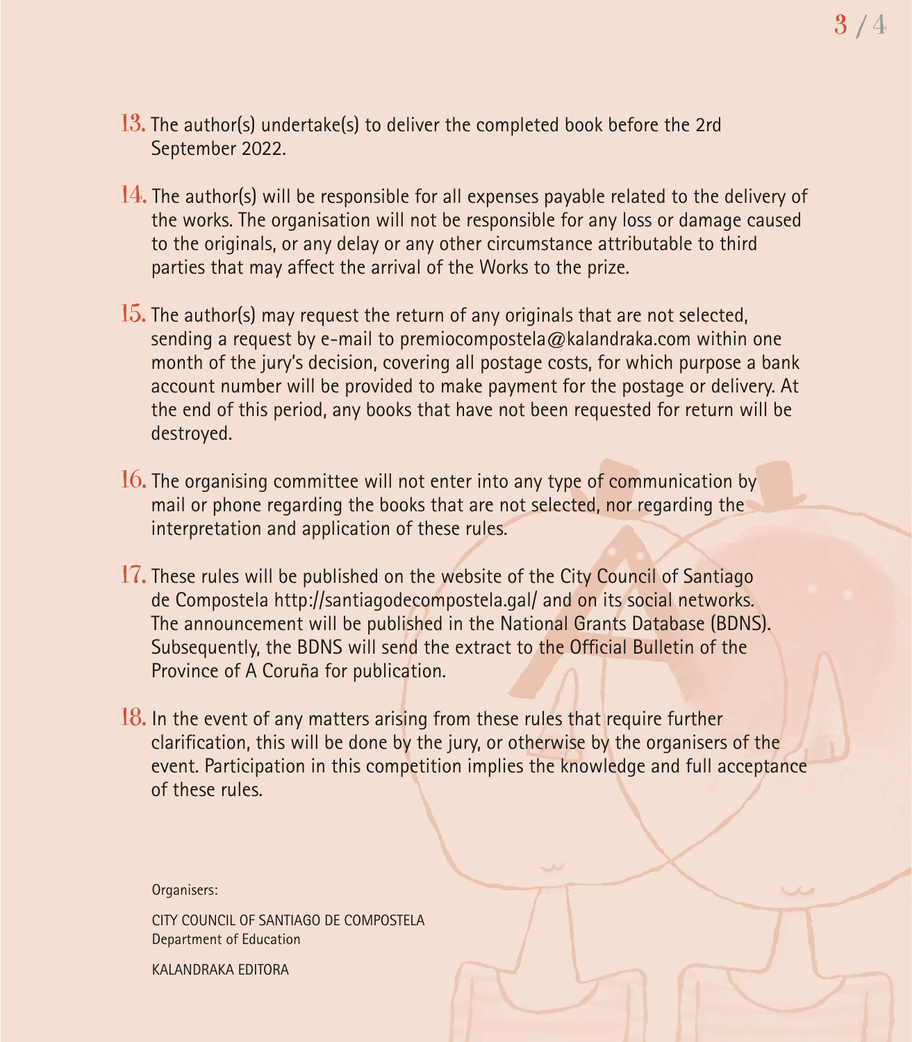13. The author(s) undertake(s) to deliver the completed book before the 2rd September 2022.

14. The author(s) will be responsible for all expenses payable related to the delivery of the works. The organisation will not be responsible for any loss or damage caused to the originals, or any delay or any other circumstance attributable to third parties that may affect the arrival of the Works to the prize.

15. The author(s) may request the return of any originals that are not selected, sending a request by e-mail to premiocompostela@kalandraka.com within one month of the jury's decision, covering all postage costs, for which purpose a bank account number will be provided to make payment for the postage or delivery. At the end of this period, any books that have not been requested for return will be destroyed.

16. The organising committee will not enter into any type of communication by mail or phone regarding the books that are not selected, nor regarding the interpretation and application of these rules.

17. These rules will be published on the website of the City Council of Santiago de Compostela http://santiagodecompostela.gal/ and on its social networks. The announcement will be published in the National Grants Database (BDNS). Subsequently, the BDNS will send the extract to the Official Bulletin of the Province of A Coruña for publication.

18. In the event of any matters arising from these rules that require further clarification, this will be done by the jury, or otherwise by the organisers of the event. Participation in this competition implies the knowledge and full acceptance of these rules.

Organisers:

CITY COUNCIL OF SANTIAGO DE COMPOSTELA
Department of Education

KALANDRAKA EDITORA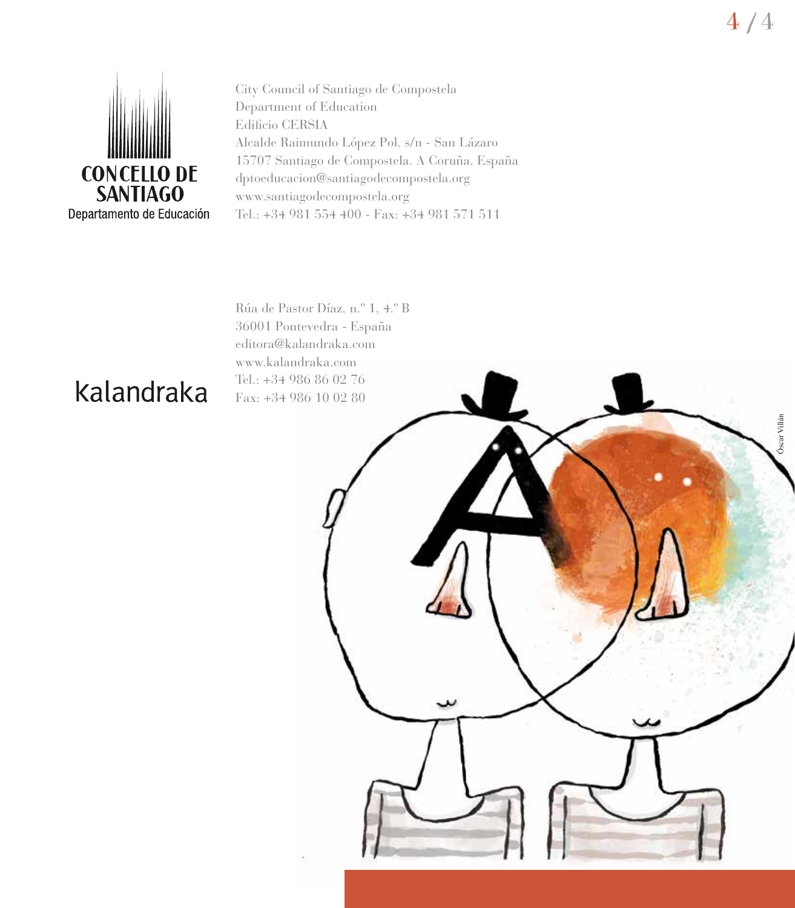CONCELLO DE SANTIAGO
Departamento de Educación

City Council of Santiago de Compostela
Department of Education
Edificio CERSIA
Alcalde Raimundo López Pol, s/n - San Lázaro
15707 Santiago de Compostela. A Coruña. España
dptoeducacion@santiagodecompostela.org
www.santiagodecompostela.org
Tel.: +34 981 554 400 - Fax: +34 981 571 511

Kalandraka

Rúa de Pastor Díaz, n.º 1, 4.º B
36001 Pontevedra - España
editora@kalandraka.com
www.kalandraka.com
Tel.: +34 986 86 02 76
Fax: +34 986 10 02 80

Óscar Villán